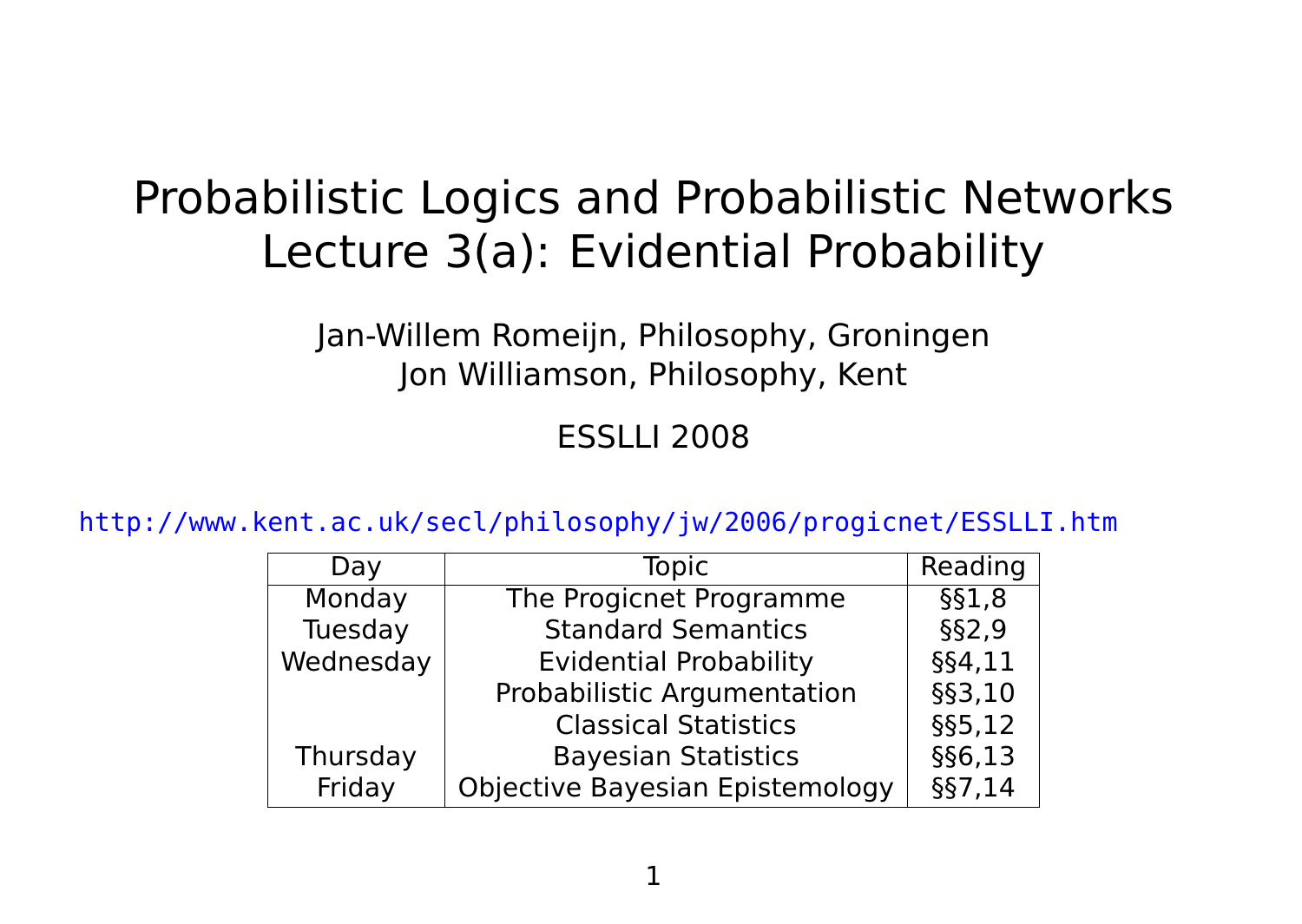# Probabilistic Logics and Probabilistic Networks
# Lecture 3(a): Evidential Probability

Jan-Willem Romeijn, Philosophy, Groningen
Jon Williamson, Philosophy, Kent

ESSLLI 2008

http://www.kent.ac.uk/secl/philosophy/jw/2006/progicnet/ESSLLI.htm

| Day | Topic | Reading |
|---|---|---|
| Monday | The Progicnet Programme | §§1,8 |
| Tuesday | Standard Semantics | §§2,9 |
| Wednesday | Evidential Probability | §§4,11 |
| | Probabilistic Argumentation | §§3,10 |
| | Classical Statistics | §§5,12 |
| Thursday | Bayesian Statistics | §§6,13 |
| Friday | Objective Bayesian Epistemology | §§7,14 |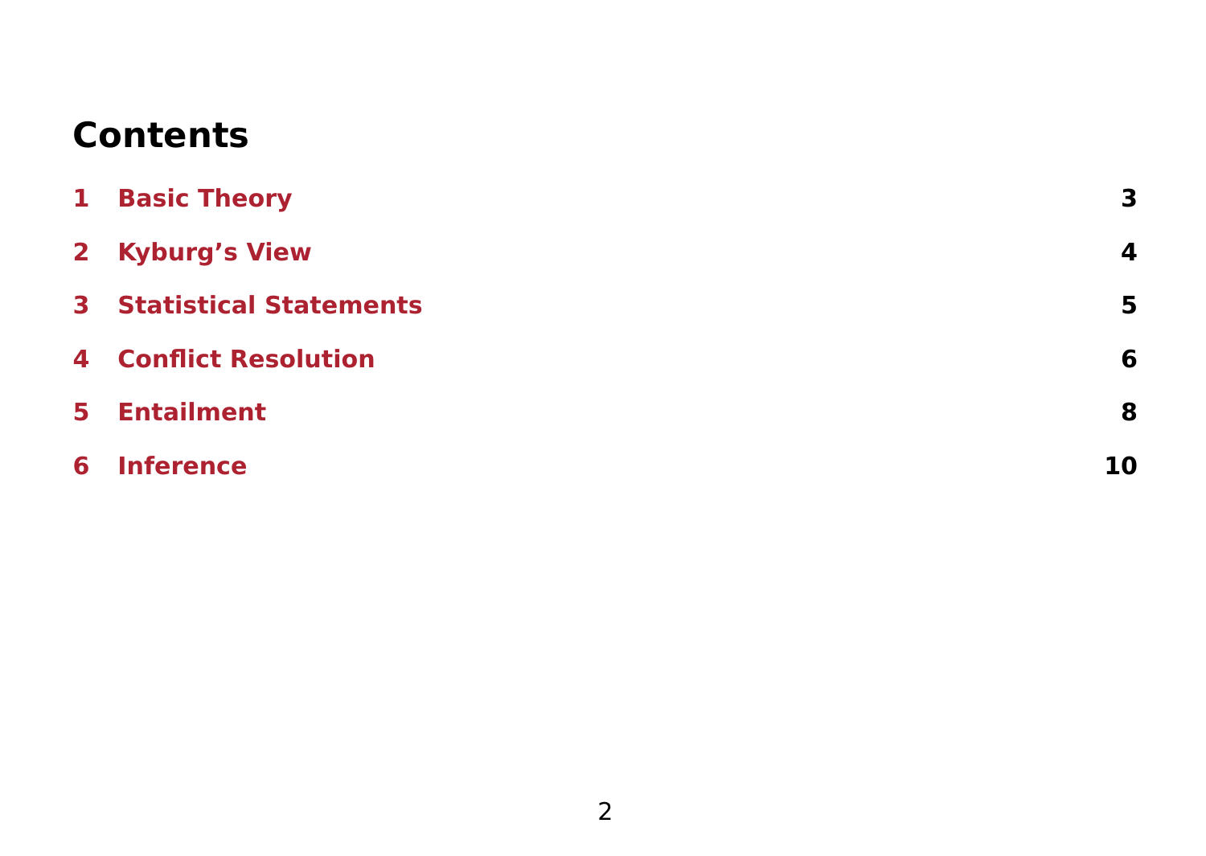# Contents

1 **Basic Theory** 3

2 **Kyburg's View** 4

3 **Statistical Statements** 5

4 **Conflict Resolution** 6

5 **Entailment** 8

6 **Inference** 10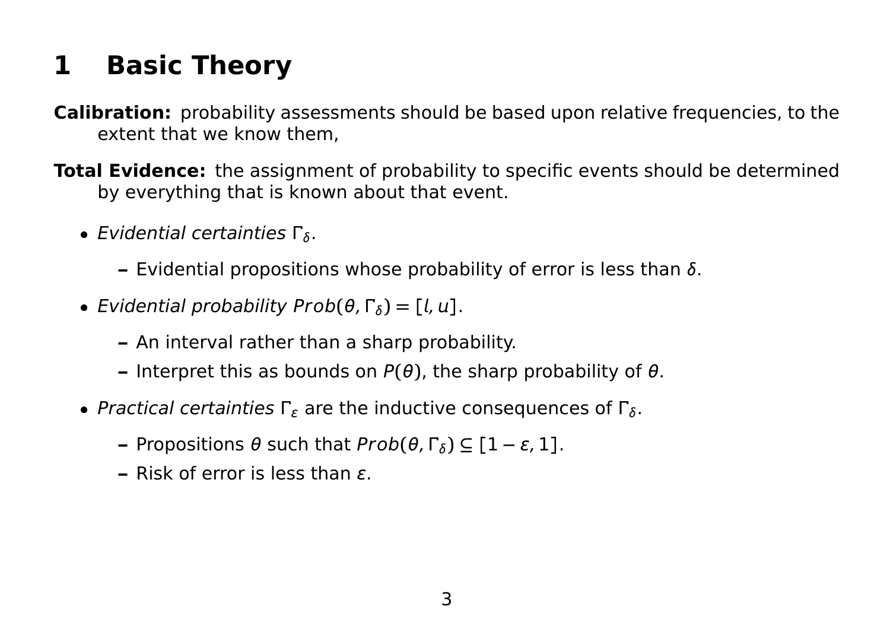# 1 Basic Theory

**Calibration:** probability assessments should be based upon relative frequencies, to the extent that we know them,

**Total Evidence:** the assignment of probability to specific events should be determined by everything that is known about that event.

- *Evidential certainties* $\Gamma_\delta$.
  - Evidential propositions whose probability of error is less than $\delta$.
- *Evidential probability* $Prob(\theta, \Gamma_\delta) = [l, u]$.
  - An interval rather than a sharp probability.
  - Interpret this as bounds on $P(\theta)$, the sharp probability of $\theta$.
- *Practical certainties* $\Gamma_\epsilon$ are the inductive consequences of $\Gamma_\delta$.
  - Propositions $\theta$ such that $Prob(\theta, \Gamma_\delta) \subseteq [1-\epsilon, 1]$.
  - Risk of error is less than $\epsilon$.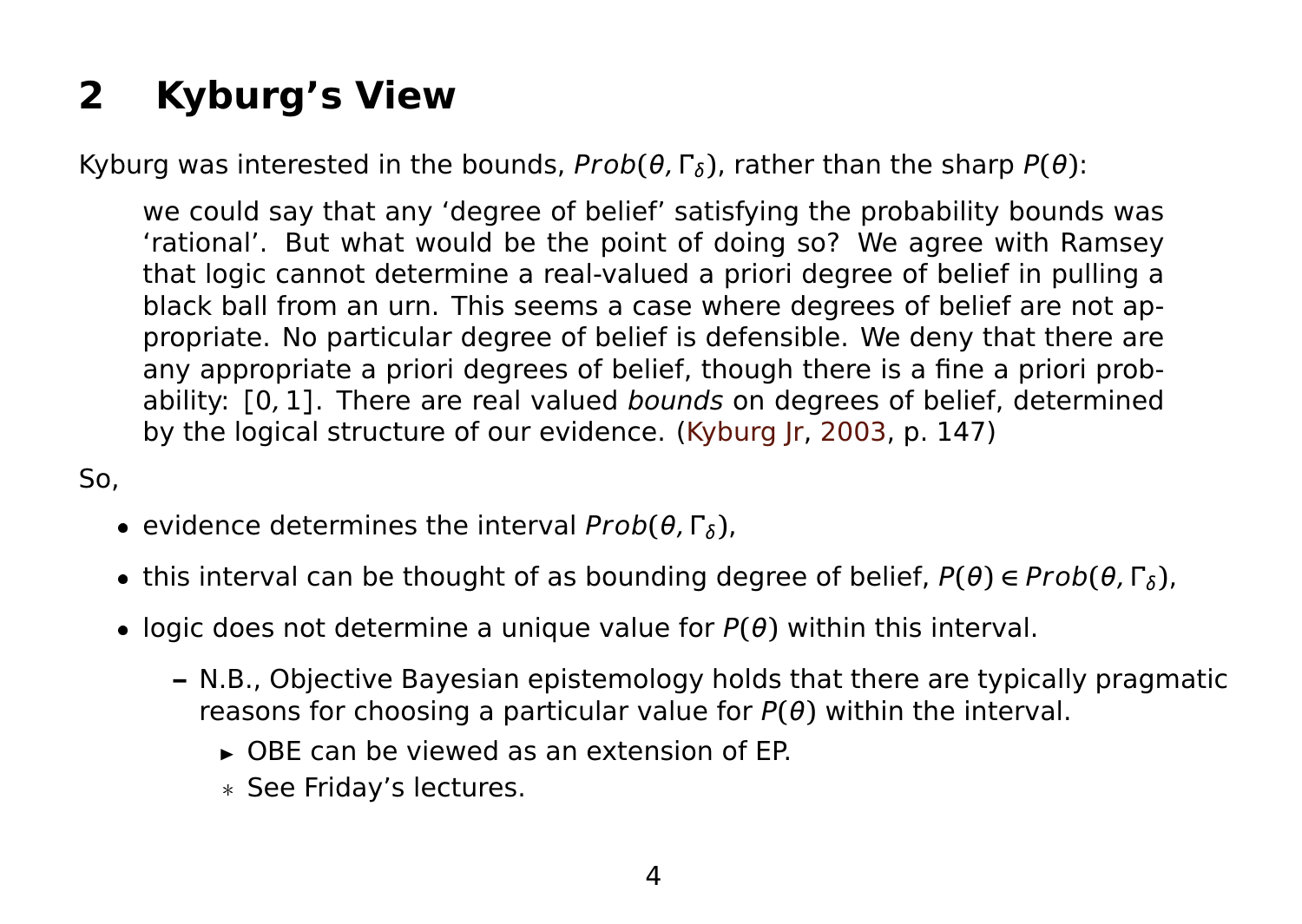## 2 Kyburg's View

Kyburg was interested in the bounds, $Prob(\theta, \Gamma_\delta)$, rather than the sharp $P(\theta)$:

> we could say that any 'degree of belief' satisfying the probability bounds was 'rational'. But what would be the point of doing so? We agree with Ramsey that logic cannot determine a real-valued a priori degree of belief in pulling a black ball from an urn. This seems a case where degrees of belief are not appropriate. No particular degree of belief is defensible. We deny that there are any appropriate a priori degrees of belief, though there is a fine a priori probability: $[0, 1]$. There are real valued *bounds* on degrees of belief, determined by the logical structure of our evidence. (Kyburg Jr, 2003, p. 147)

So,

- evidence determines the interval $Prob(\theta, \Gamma_\delta)$,
- this interval can be thought of as bounding degree of belief, $P(\theta) \in Prob(\theta, \Gamma_\delta)$,
- logic does not determine a unique value for $P(\theta)$ within this interval.
  - N.B., Objective Bayesian epistemology holds that there are typically pragmatic reasons for choosing a particular value for $P(\theta)$ within the interval.
    - OBE can be viewed as an extension of EP.
      - See Friday's lectures.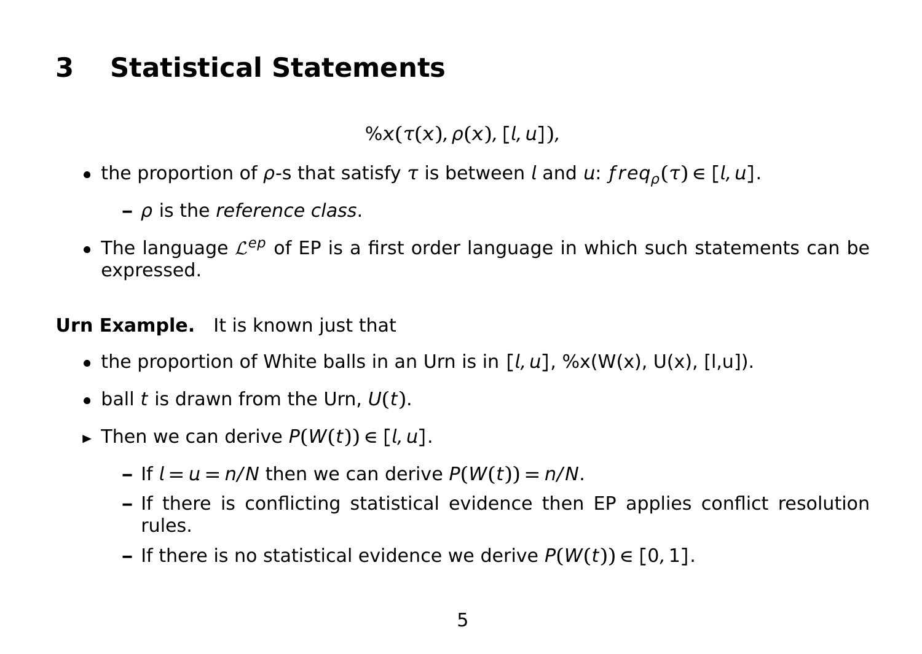# 3 Statistical Statements

$$\%x(\tau(x), \rho(x), [l, u]),$$

- the proportion of $\rho$-s that satisfy $\tau$ is between $l$ and $u$: $freq_{\rho}(\tau) \in [l, u]$.
  - $\rho$ is the *reference class*.
- The language $\mathcal{L}^{ep}$ of EP is a first order language in which such statements can be expressed.

**Urn Example.** It is known just that

- the proportion of White balls in an Urn is in $[l, u]$, %x(W(x), U(x), [l,u]).
- ball $t$ is drawn from the Urn, $U(t)$.
- ▸ Then we can derive $P(W(t)) \in [l, u]$.
  - If $l = u = n/N$ then we can derive $P(W(t)) = n/N$.
  - If there is conflicting statistical evidence then EP applies conflict resolution rules.
  - If there is no statistical evidence we derive $P(W(t)) \in [0, 1]$.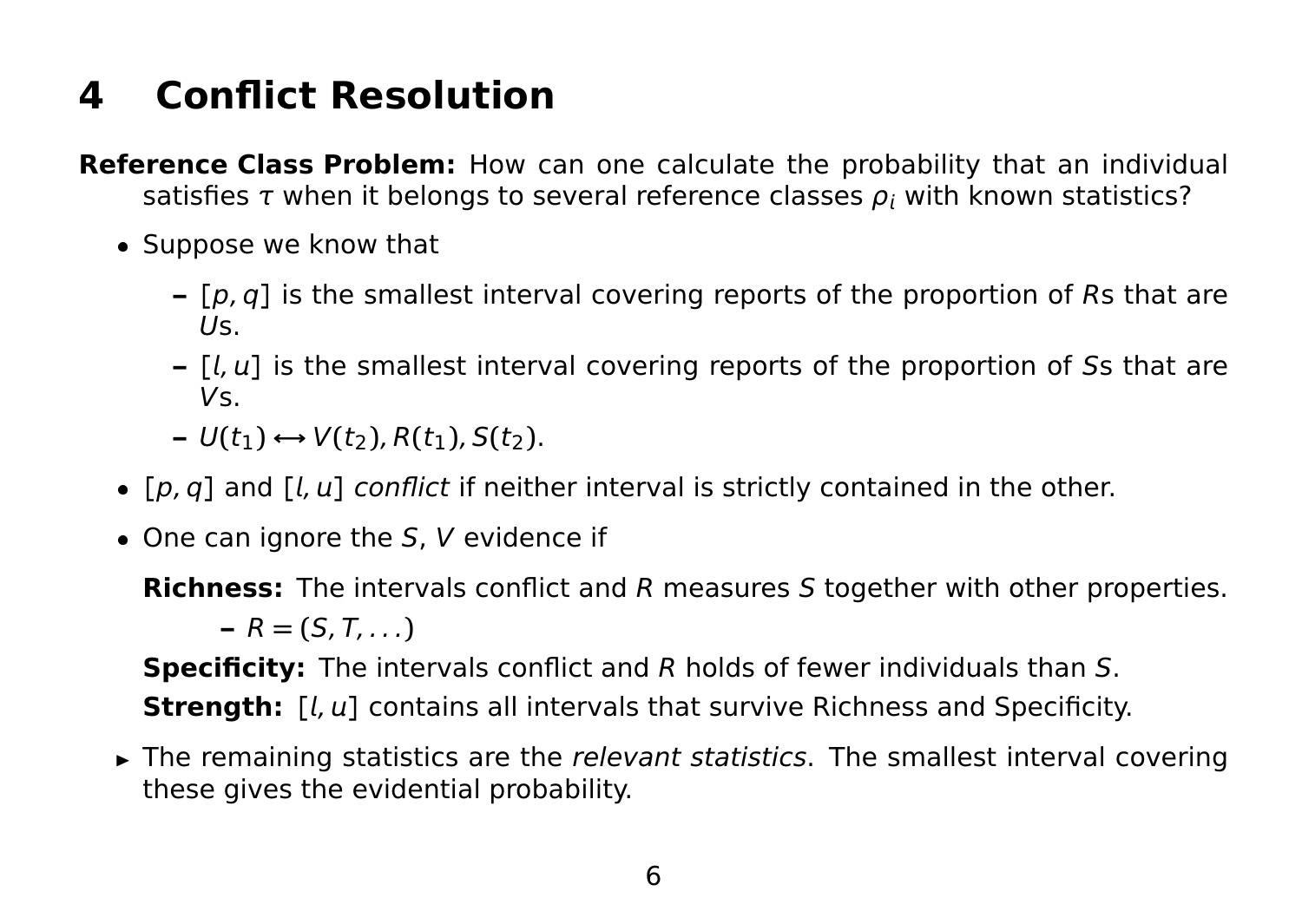# 4 Conflict Resolution

**Reference Class Problem:** How can one calculate the probability that an individual satisfies $\tau$ when it belongs to several reference classes $\rho_i$ with known statistics?

- Suppose we know that
  - $[p, q]$ is the smallest interval covering reports of the proportion of $R$s that are $U$s.
  - $[l, u]$ is the smallest interval covering reports of the proportion of $S$s that are $V$s.
  - $U(t_1) \leftrightarrow V(t_2), R(t_1), S(t_2)$.
- $[p, q]$ and $[l, u]$ *conflict* if neither interval is strictly contained in the other.
- One can ignore the $S$, $V$ evidence if

  **Richness:** The intervals conflict and $R$ measures $S$ together with other properties.
  - $R = (S, T, \ldots)$

  **Specificity:** The intervals conflict and $R$ holds of fewer individuals than $S$.

  **Strength:** $[l, u]$ contains all intervals that survive Richness and Specificity.

- ▸ The remaining statistics are the *relevant statistics*. The smallest interval covering these gives the evidential probability.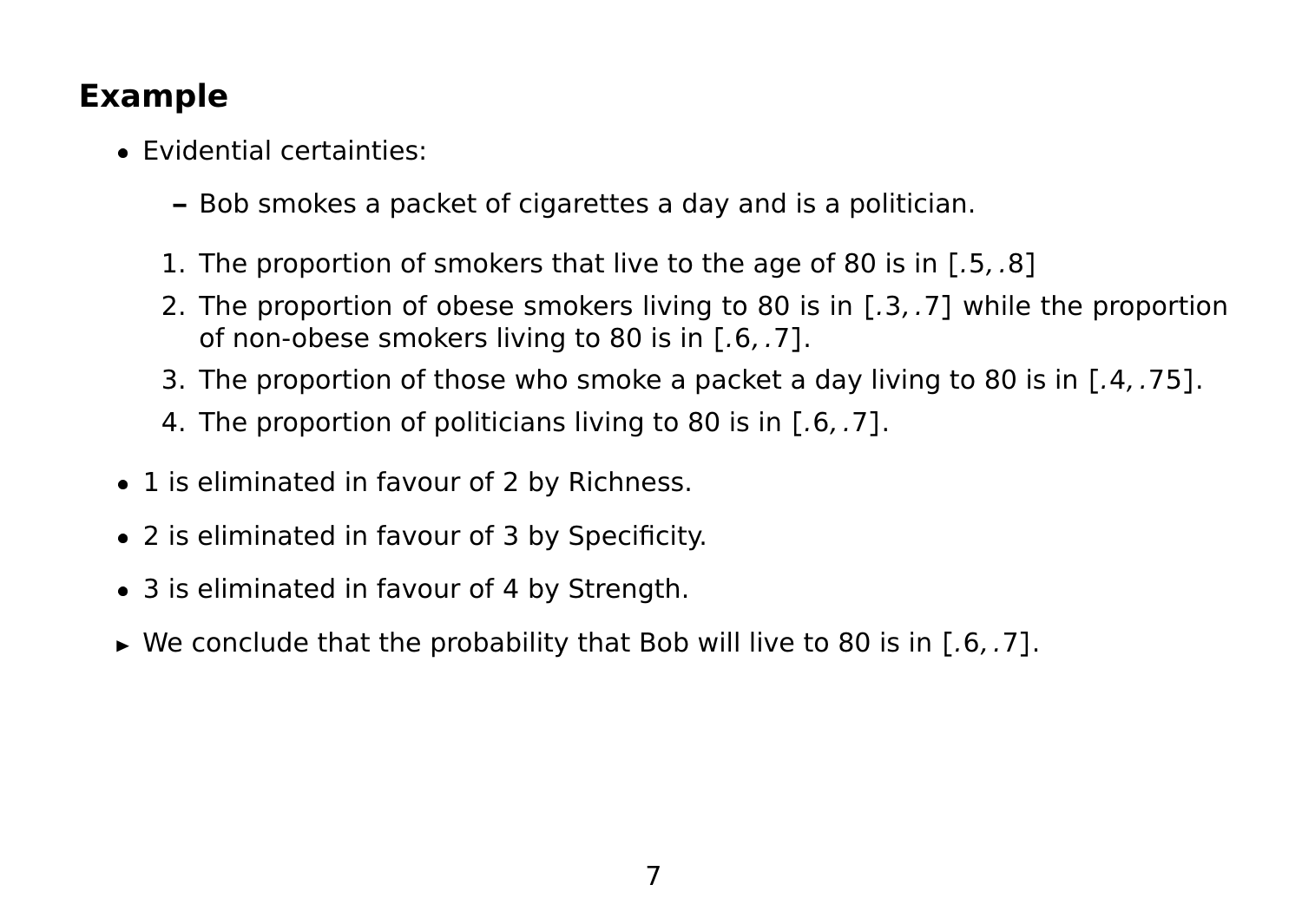## Example

- Evidential certainties:
  - Bob smokes a packet of cigarettes a day and is a politician.

  1. The proportion of smokers that live to the age of 80 is in $[.5, .8]$
  2. The proportion of obese smokers living to 80 is in $[.3, .7]$ while the proportion of non-obese smokers living to 80 is in $[.6, .7]$.
  3. The proportion of those who smoke a packet a day living to 80 is in $[.4, .75]$.
  4. The proportion of politicians living to 80 is in $[.6, .7]$.

- 1 is eliminated in favour of 2 by Richness.
- 2 is eliminated in favour of 3 by Specificity.
- 3 is eliminated in favour of 4 by Strength.
- ▸ We conclude that the probability that Bob will live to 80 is in $[.6, .7]$.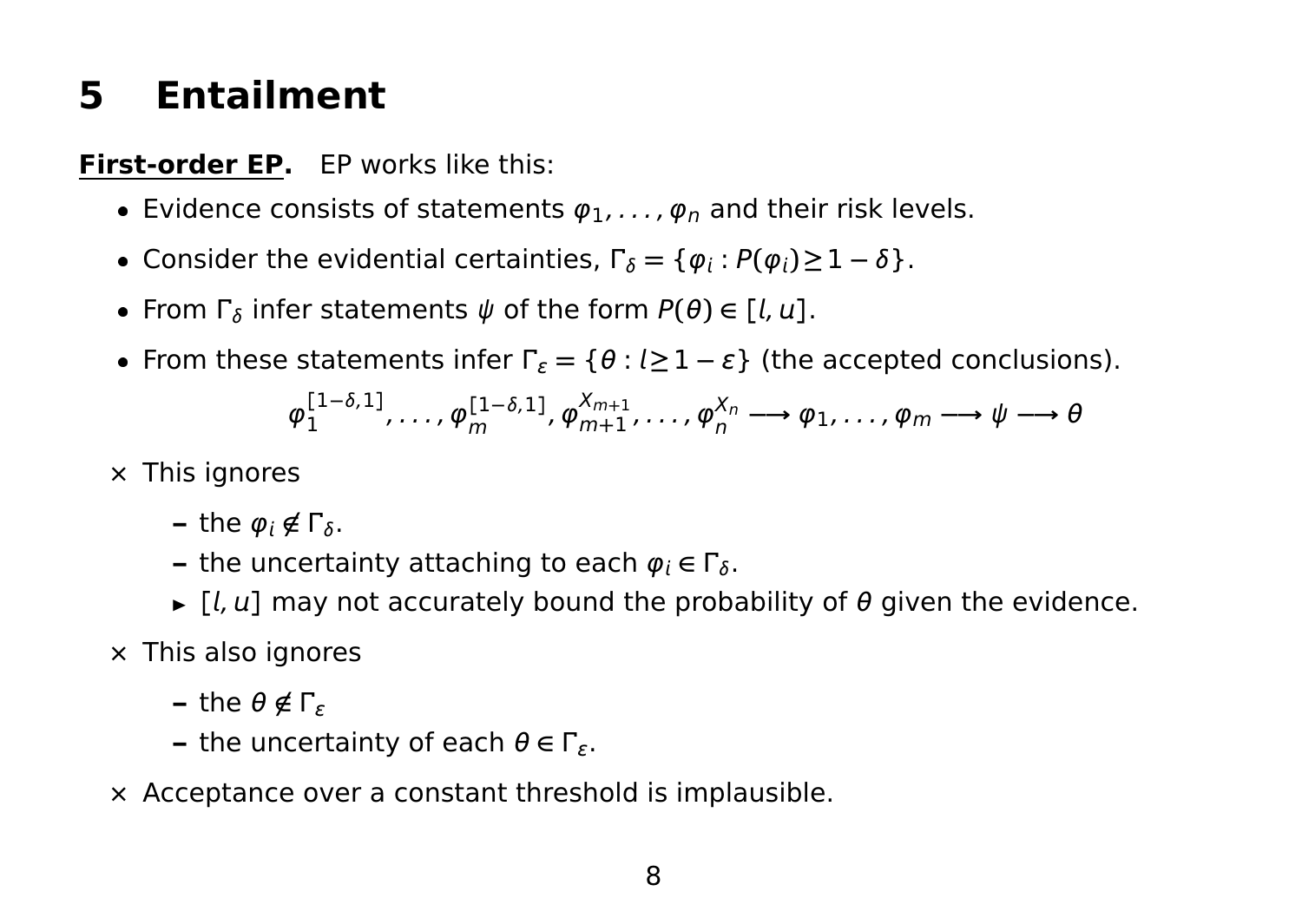## 5 Entailment

**First-order EP.** EP works like this:

- Evidence consists of statements $\varphi_1, \ldots, \varphi_n$ and their risk levels.
- Consider the evidential certainties, $\Gamma_\delta = \{\varphi_i : P(\varphi_i) \geq 1 - \delta\}$.
- From $\Gamma_\delta$ infer statements $\psi$ of the form $P(\theta) \in [l, u]$.
- From these statements infer $\Gamma_\varepsilon = \{\theta : l \geq 1 - \varepsilon\}$ (the accepted conclusions).

$$\varphi_1^{[1-\delta,1]}, \ldots, \varphi_m^{[1-\delta,1]}, \varphi_{m+1}^{X_{m+1}}, \ldots, \varphi_n^{X_n} \longrightarrow \varphi_1, \ldots, \varphi_m \longrightarrow \psi \longrightarrow \theta$$

× This ignores

- the $\varphi_i \notin \Gamma_\delta$.
- the uncertainty attaching to each $\varphi_i \in \Gamma_\delta$.
- ▸ $[l, u]$ may not accurately bound the probability of $\theta$ given the evidence.

× This also ignores

- the $\theta \notin \Gamma_\varepsilon$
- the uncertainty of each $\theta \in \Gamma_\varepsilon$.

× Acceptance over a constant threshold is implausible.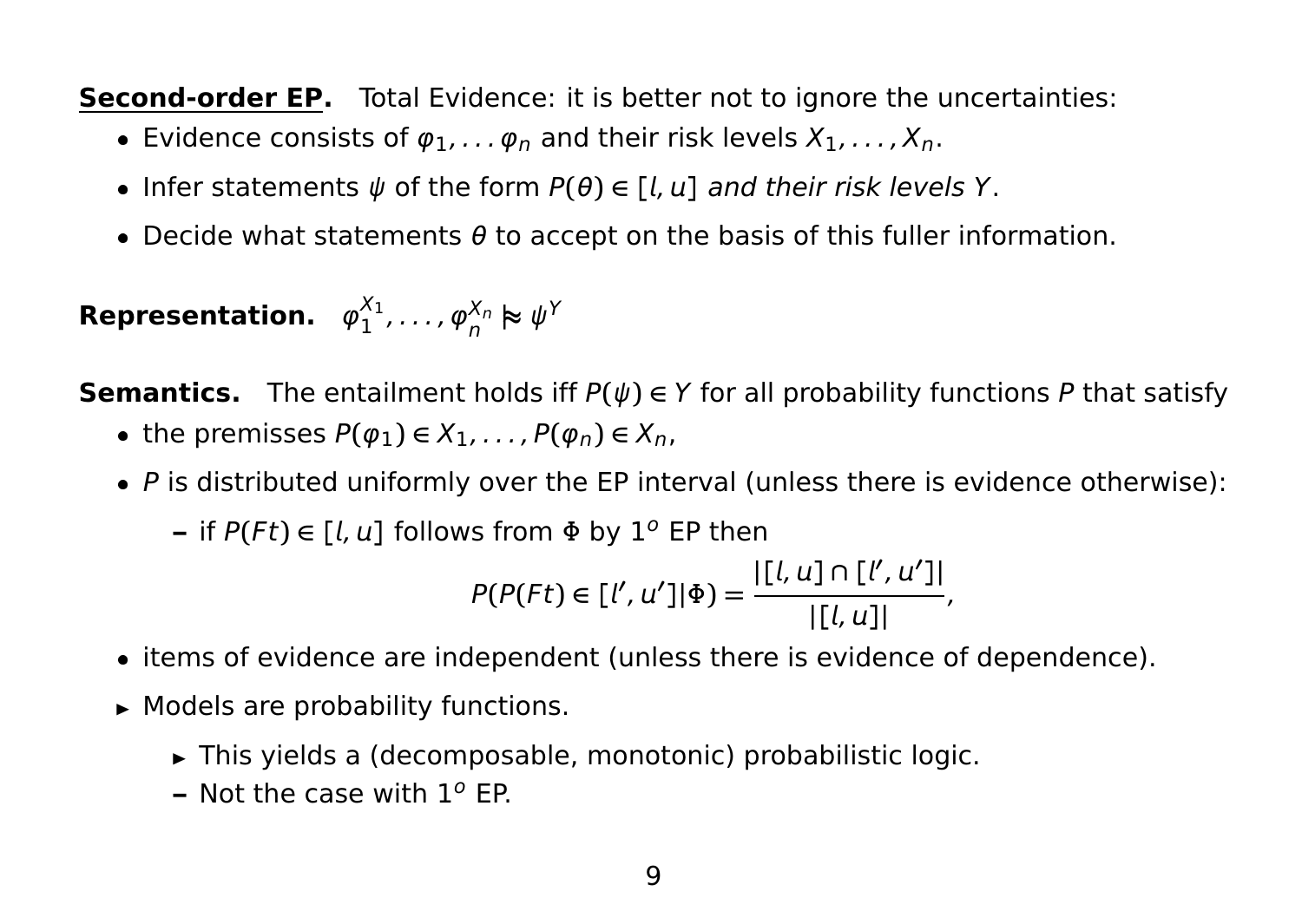**<u>Second-order EP</u>.** Total Evidence: it is better not to ignore the uncertainties:

- Evidence consists of $\varphi_1, \ldots \varphi_n$ and their risk levels $X_1, \ldots, X_n$.
- Infer statements $\psi$ of the form $P(\theta) \in [l, u]$ *and their risk levels* $Y$.
- Decide what statements $\theta$ to accept on the basis of this fuller information.

**Representation.** $\varphi_1^{X_1}, \ldots, \varphi_n^{X_n} \mathrel{|}\!\!\approx \psi^Y$

**Semantics.** The entailment holds iff $P(\psi) \in Y$ for all probability functions $P$ that satisfy

- the premisses $P(\varphi_1) \in X_1, \ldots, P(\varphi_n) \in X_n$,
- $P$ is distributed uniformly over the EP interval (unless there is evidence otherwise):
  - if $P(Ft) \in [l, u]$ follows from $\Phi$ by $1^o$ EP then

$$P(P(Ft) \in [l', u'] | \Phi) = \frac{|[l, u] \cap [l', u']|}{|[l, u]|},$$

- items of evidence are independent (unless there is evidence of dependence).
- Models are probability functions.
  - This yields a (decomposable, monotonic) probabilistic logic.
  - Not the case with $1^o$ EP.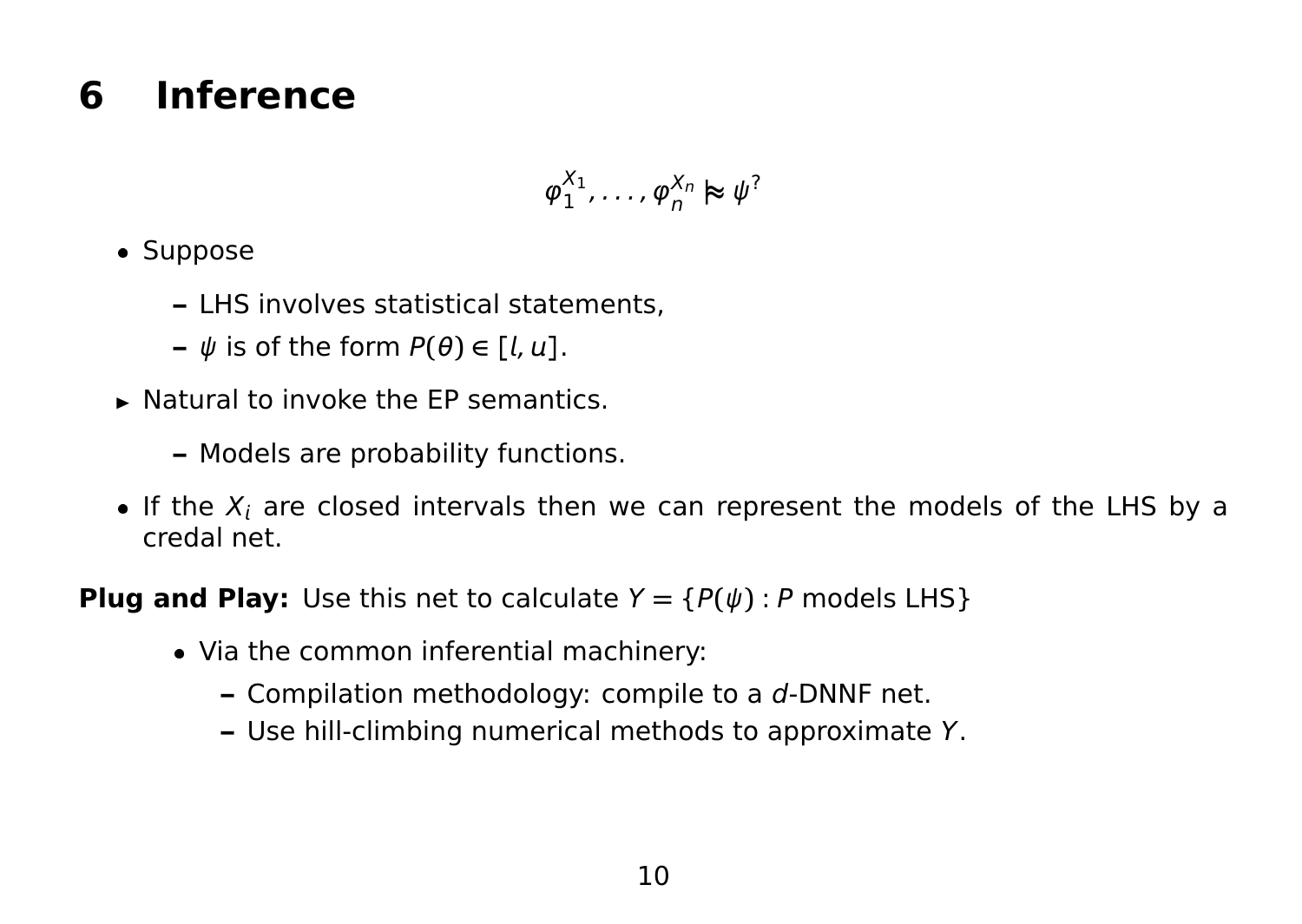# 6 Inference

$$\varphi_1^{X_1}, \ldots, \varphi_n^{X_n} \approx\!\!\!| \ \psi^?$$

- Suppose
  - LHS involves statistical statements,
  - $\psi$ is of the form $P(\theta) \in [l, u]$.
- ▸ Natural to invoke the EP semantics.
  - Models are probability functions.
- If the $X_i$ are closed intervals then we can represent the models of the LHS by a credal net.

**Plug and Play:** Use this net to calculate $Y = \{P(\psi) : P \text{ models LHS}\}$

- Via the common inferential machinery:
  - Compilation methodology: compile to a $d$-DNNF net.
  - Use hill-climbing numerical methods to approximate $Y$.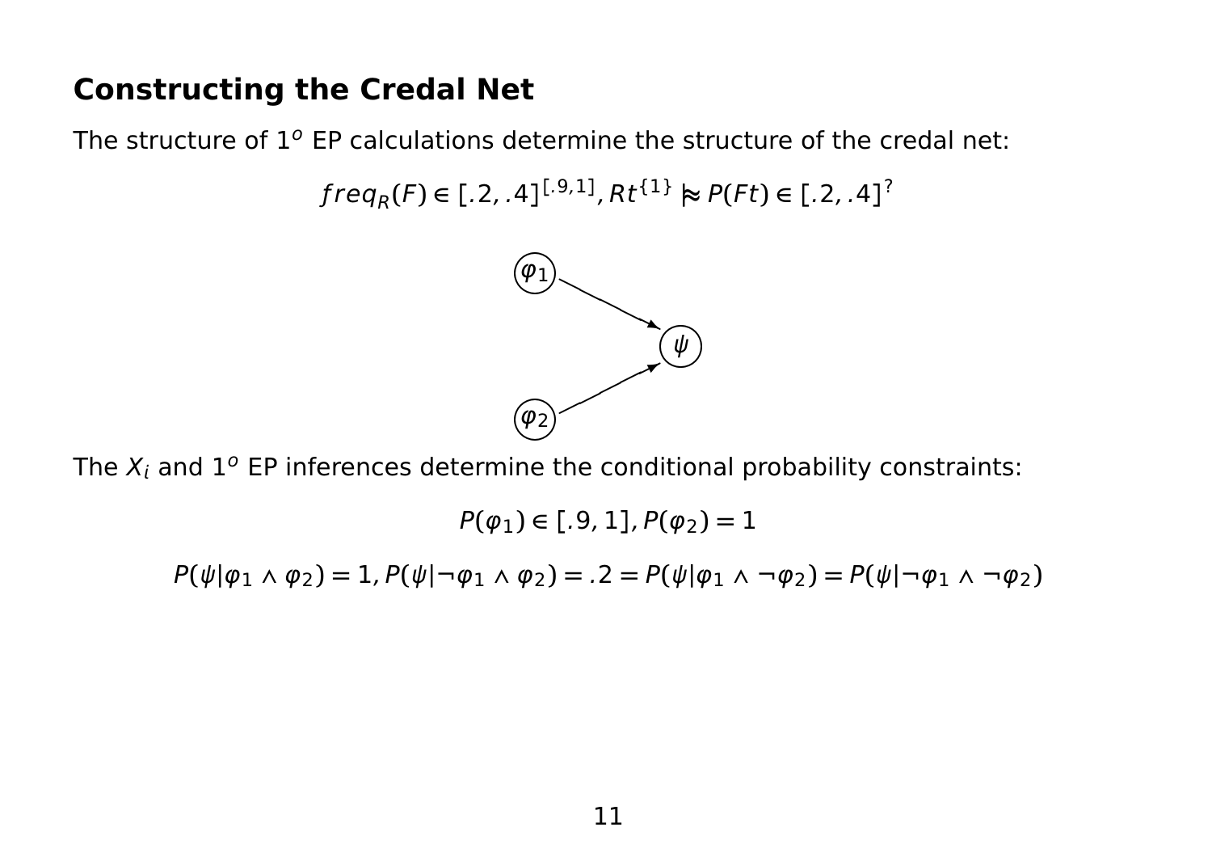## Constructing the Credal Net

The structure of $1^o$ EP calculations determine the structure of the credal net:

$$freq_R(F) \in [.2, .4]^{[.9,1]}, Rt^{\{1\}} \approx\!\!\!\!| P(Ft) \in [.2, .4]^{?}$$

The $X_i$ and $1^o$ EP inferences determine the conditional probability constraints:

$$P(\varphi_1) \in [.9, 1], P(\varphi_2) = 1$$

$$P(\psi|\varphi_1 \wedge \varphi_2) = 1, P(\psi|\neg\varphi_1 \wedge \varphi_2) = .2 = P(\psi|\varphi_1 \wedge \neg\varphi_2) = P(\psi|\neg\varphi_1 \wedge \neg\varphi_2)$$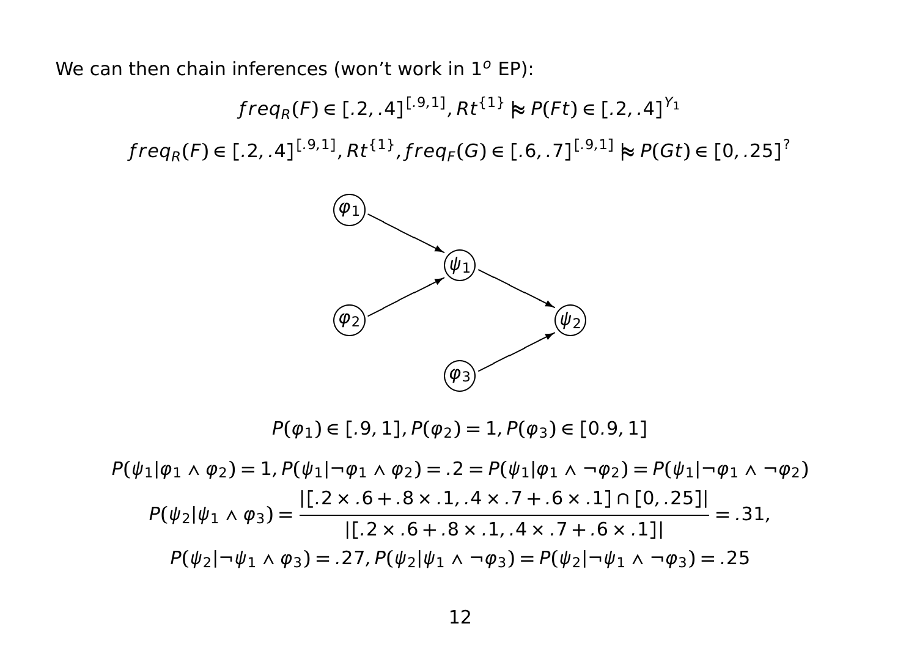We can then chain inferences (won't work in $1^o$ EP):

$$freq_R(F) \in [.2, .4]^{[.9,1]}, Rt^{\{1\}} \approx\!\!\!\!\mid\; P(Ft) \in [.2, .4]^{Y_1}$$

$$freq_R(F) \in [.2, .4]^{[.9,1]}, Rt^{\{1\}}, freq_F(G) \in [.6, .7]^{[.9,1]} \approx\!\!\!\!\mid\; P(Gt) \in [0, .25]^{?}$$

$$P(\varphi_1) \in [.9, 1], P(\varphi_2) = 1, P(\varphi_3) \in [0.9, 1]$$

$$P(\psi_1 | \varphi_1 \wedge \varphi_2) = 1, P(\psi_1 | \neg\varphi_1 \wedge \varphi_2) = .2 = P(\psi_1 | \varphi_1 \wedge \neg\varphi_2) = P(\psi_1 | \neg\varphi_1 \wedge \neg\varphi_2)$$

$$P(\psi_2 | \psi_1 \wedge \varphi_3) = \frac{|[.2 \times .6 + .8 \times .1, .4 \times .7 + .6 \times .1] \cap [0, .25]|}{|[.2 \times .6 + .8 \times .1, .4 \times .7 + .6 \times .1]|} = .31,$$

$$P(\psi_2 | \neg\psi_1 \wedge \varphi_3) = .27, P(\psi_2 | \psi_1 \wedge \neg\varphi_3) = P(\psi_2 | \neg\psi_1 \wedge \neg\varphi_3) = .25$$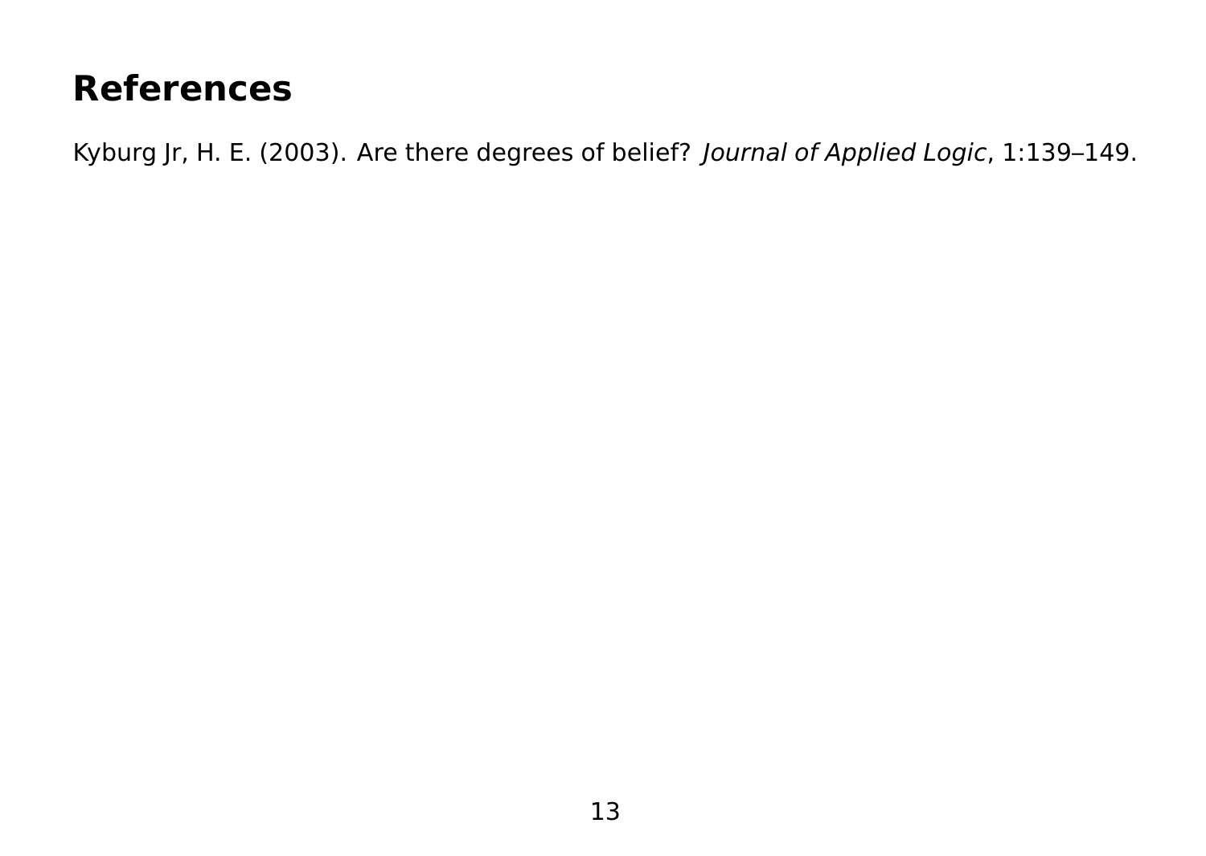# References

Kyburg Jr, H. E. (2003). Are there degrees of belief? *Journal of Applied Logic*, 1:139–149.